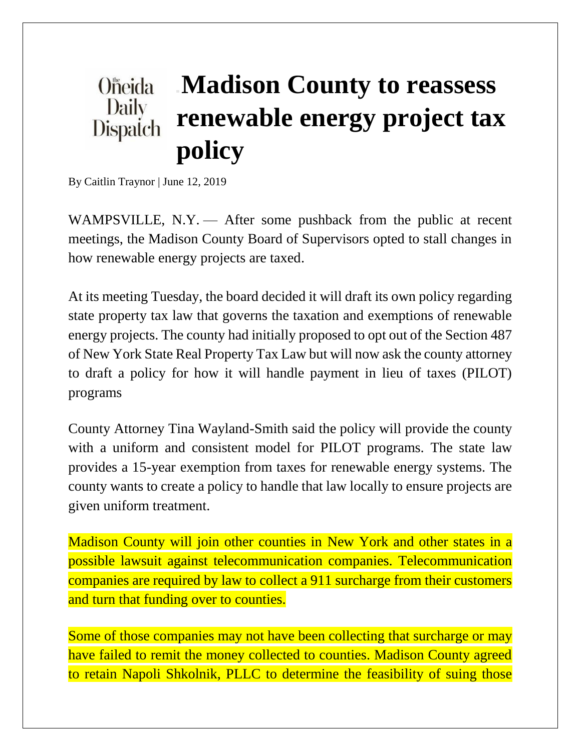The Oneida Daily Dispatch

# Madison County to reassess renewable energy project tax policy

By Caitlin Traynor | June 12, 2019

WAMPSVILLE, N.Y. — After some pushback from the public at recent meetings, the Madison County Board of Supervisors opted to stall changes in how renewable energy projects are taxed.

At its meeting Tuesday, the board decided it will draft its own policy regarding state property tax law that governs the taxation and exemptions of renewable energy projects. The county had initially proposed to opt out of the Section 487 of New York State Real Property Tax Law but will now ask the county attorney to draft a policy for how it will handle payment in lieu of taxes (PILOT) programs

County Attorney Tina Wayland-Smith said the policy will provide the county with a uniform and consistent model for PILOT programs. The state law provides a 15-year exemption from taxes for renewable energy systems. The county wants to create a policy to handle that law locally to ensure projects are given uniform treatment.

Madison County will join other counties in New York and other states in a possible lawsuit against telecommunication companies. Telecommunication companies are required by law to collect a 911 surcharge from their customers and turn that funding over to counties.

Some of those companies may not have been collecting that surcharge or may have failed to remit the money collected to counties. Madison County agreed to retain Napoli Shkolnik, PLLC to determine the feasibility of suing those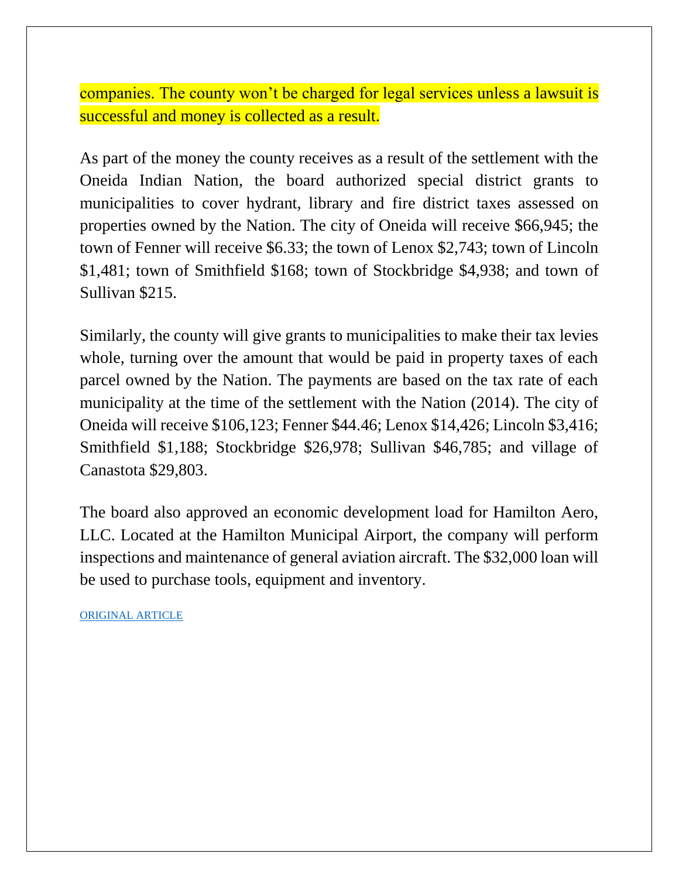companies. The county won't be charged for legal services unless a lawsuit is successful and money is collected as a result.

As part of the money the county receives as a result of the settlement with the Oneida Indian Nation, the board authorized special district grants to municipalities to cover hydrant, library and fire district taxes assessed on properties owned by the Nation. The city of Oneida will receive $66,945; the town of Fenner will receive $6.33; the town of Lenox $2,743; town of Lincoln $1,481; town of Smithfield $168; town of Stockbridge $4,938; and town of Sullivan $215.

Similarly, the county will give grants to municipalities to make their tax levies whole, turning over the amount that would be paid in property taxes of each parcel owned by the Nation. The payments are based on the tax rate of each municipality at the time of the settlement with the Nation (2014). The city of Oneida will receive $106,123; Fenner $44.46; Lenox $14,426; Lincoln $3,416; Smithfield $1,188; Stockbridge $26,978; Sullivan $46,785; and village of Canastota $29,803.

The board also approved an economic development load for Hamilton Aero, LLC. Located at the Hamilton Municipal Airport, the company will perform inspections and maintenance of general aviation aircraft. The $32,000 loan will be used to purchase tools, equipment and inventory.

ORIGINAL ARTICLE